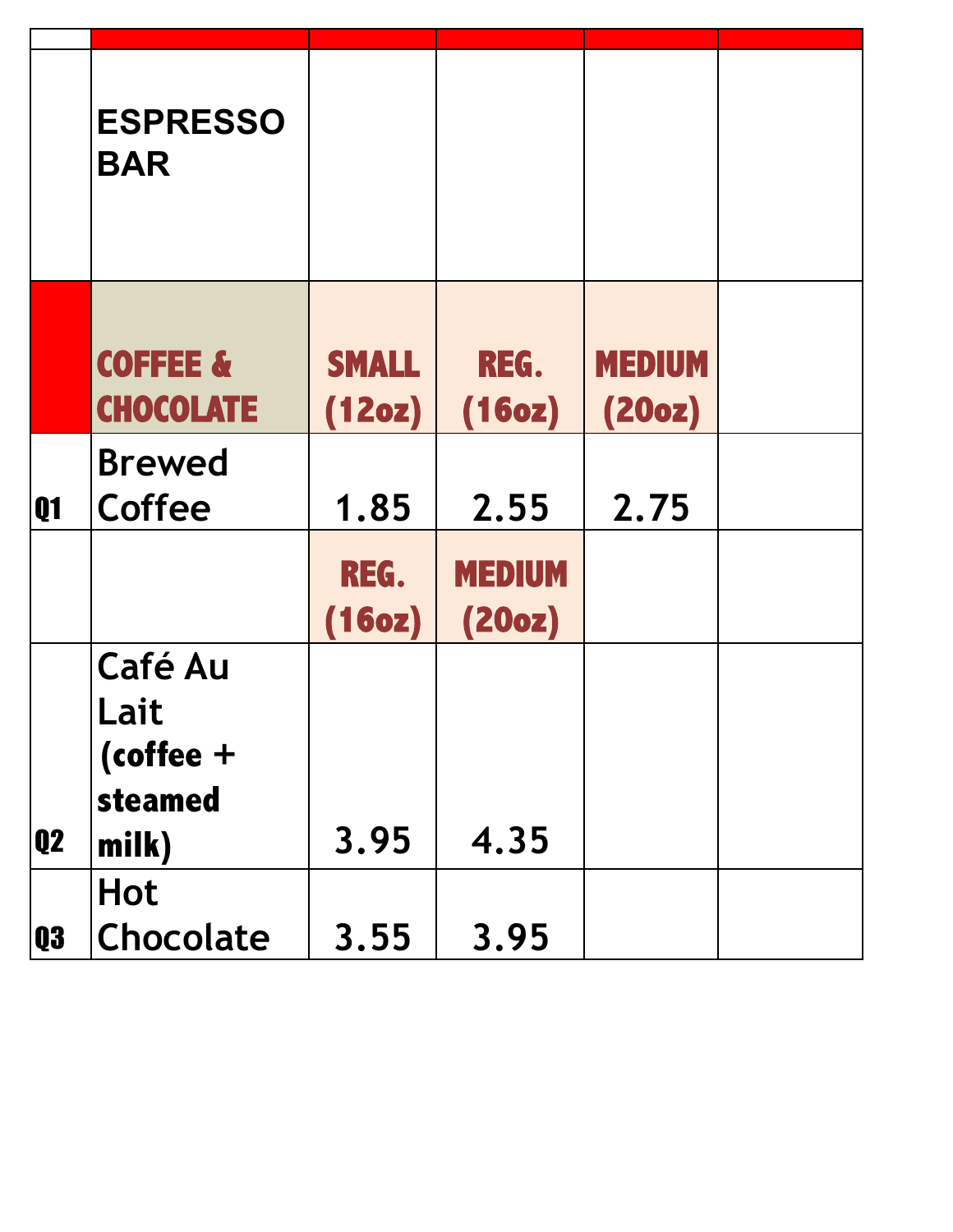| | ESPRESSO BAR | | | | |
|---|---|---|---|---|---|
| | **COFFEE & CHOCOLATE** | **SMALL (12oz)** | **REG. (16oz)** | **MEDIUM (20oz)** | |
| Q1 | Brewed Coffee | 1.85 | 2.55 | 2.75 | |
| | | **REG. (16oz)** | **MEDIUM (20oz)** | | |
| Q2 | Café Au Lait **(coffee + steamed milk)** | 3.95 | 4.35 | | |
| Q3 | Hot Chocolate | 3.55 | 3.95 | | |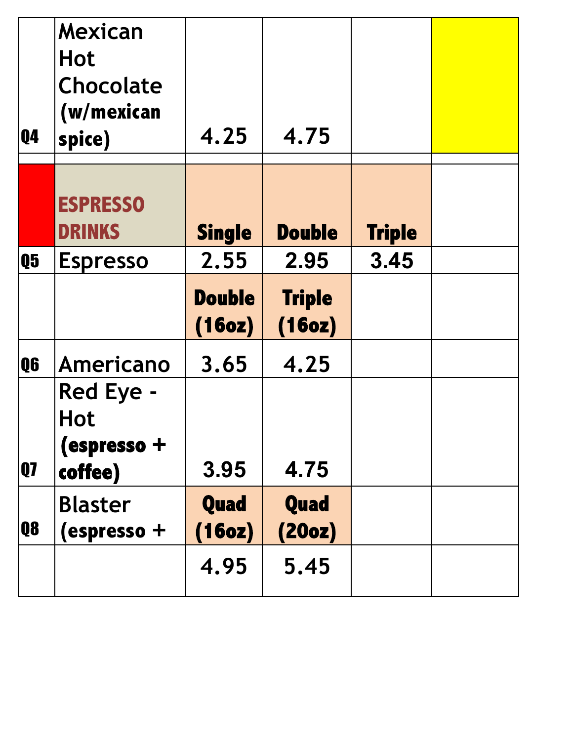| | | | | | |
|---|---|---|---|---|---|
| Q4 | Mexican Hot Chocolate **(w/mexican spice)** | 4.25 | 4.75 | | |
| | | | | | |
| | **ESPRESSO DRINKS** | **Single** | **Double** | **Triple** | |
| Q5 | Espresso | 2.55 | 2.95 | 3.45 | |
| | | **Double (16oz)** | **Triple (16oz)** | | |
| Q6 | Americano | 3.65 | 4.25 | | |
| Q7 | Red Eye - Hot **(espresso + coffee)** | 3.95 | 4.75 | | |
| Q8 | Blaster **(espresso +** | **Quad (16oz)** | **Quad (20oz)** | | |
| | | 4.95 | 5.45 | | |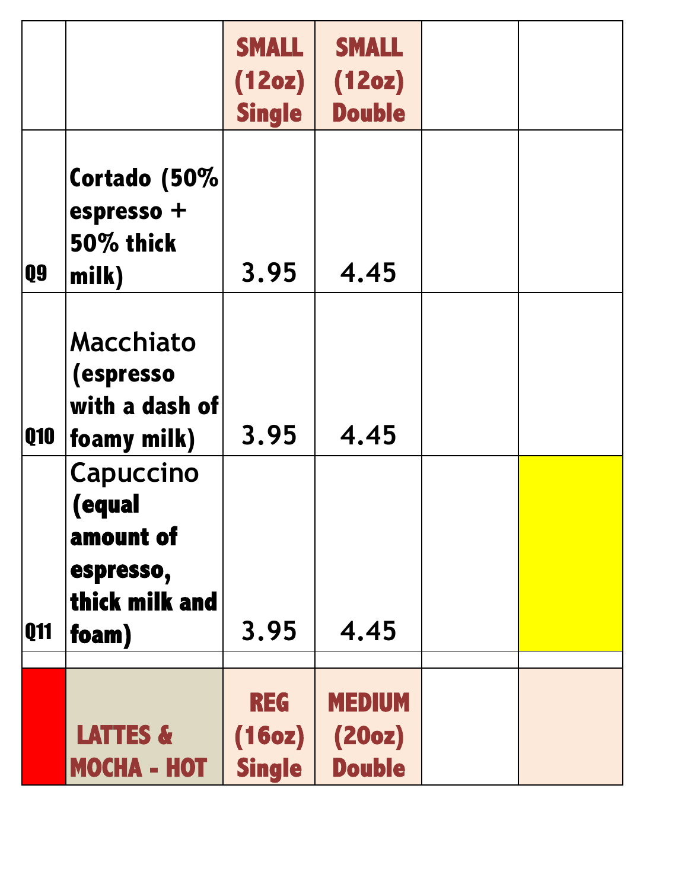| | | SMALL (12oz) Single | SMALL (12oz) Double | | |
|---|---|---|---|---|---|
| Q9 | Cortado (50% espresso + 50% thick milk) | 3.95 | 4.45 | | |
| Q10 | Macchiato (espresso with a dash of foamy milk) | 3.95 | 4.45 | | |
| Q11 | Capuccino (equal amount of espresso, thick milk and foam) | 3.95 | 4.45 | | |
| | | | | | |
| | LATTES & MOCHA - HOT | REG (16oz) Single | MEDIUM (20oz) Double | | |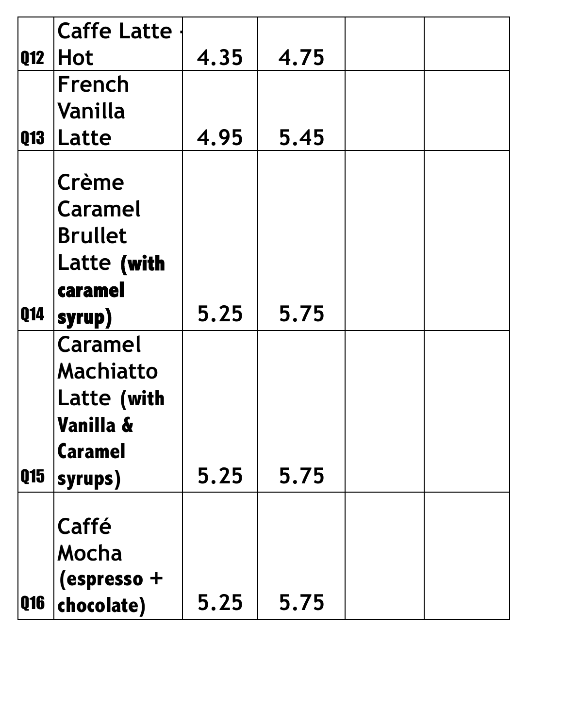| Q12 | Caffe Latte - Hot | 4.35 | 4.75 | | |
|---|---|---|---|---|---|
| Q13 | French Vanilla Latte | 4.95 | 5.45 | | |
| Q14 | Crème Caramel Brullet Latte **(with caramel syrup)** | 5.25 | 5.75 | | |
| Q15 | Caramel Machiatto Latte **(with Vanilla & Caramel syrups)** | 5.25 | 5.75 | | |
| Q16 | Caffé Mocha **(espresso + chocolate)** | 5.25 | 5.75 | | |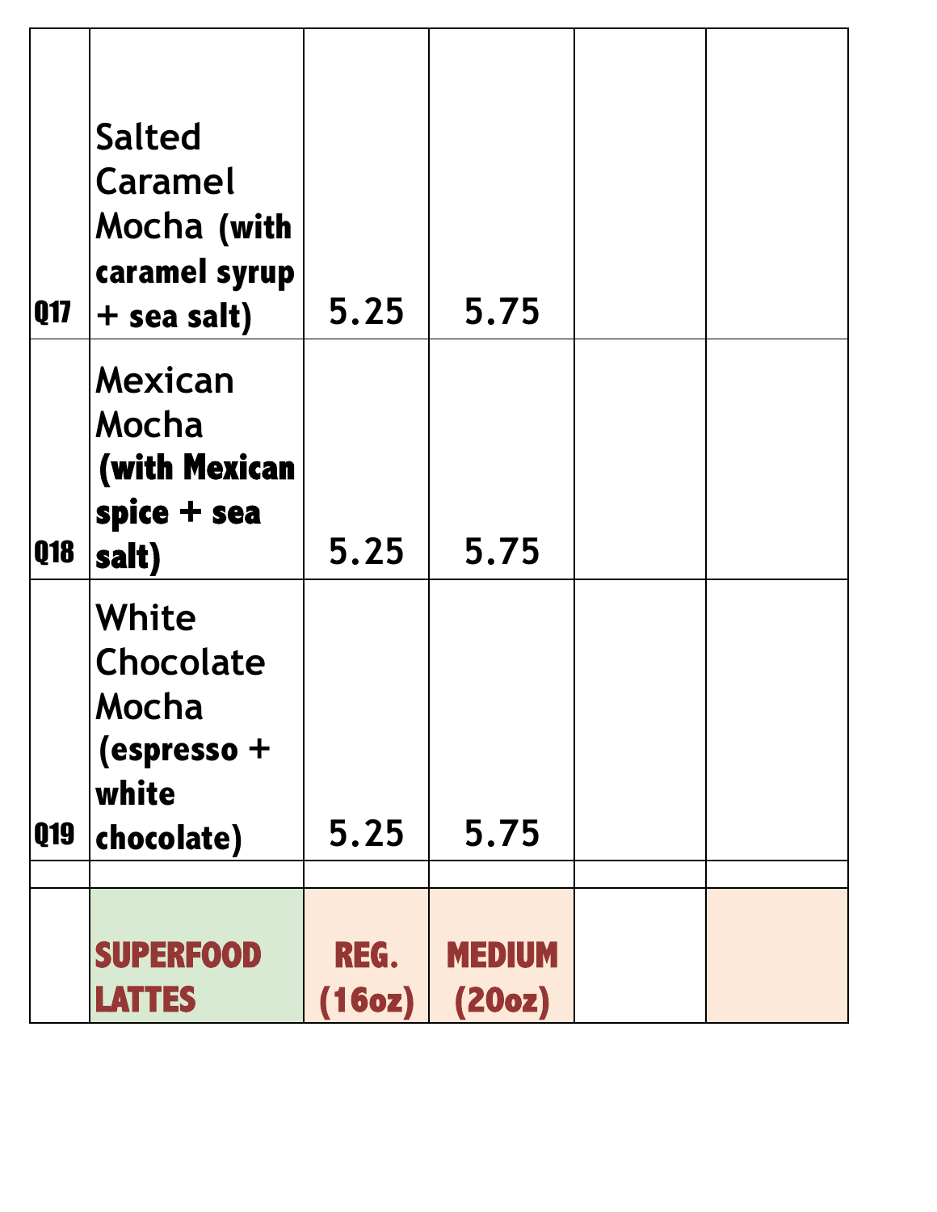| | | | | | |
|---|---|---|---|---|---|
| Q17 | Salted Caramel Mocha **(with caramel syrup + sea salt)** | 5.25 | 5.75 | | |
| Q18 | Mexican Mocha **(with Mexican spice + sea salt)** | 5.25 | 5.75 | | |
| Q19 | White Chocolate Mocha **(espresso + white chocolate)** | 5.25 | 5.75 | | |
| | | | | | |
| | **SUPERFOOD LATTES** | **REG. (16oz)** | **MEDIUM (20oz)** | | |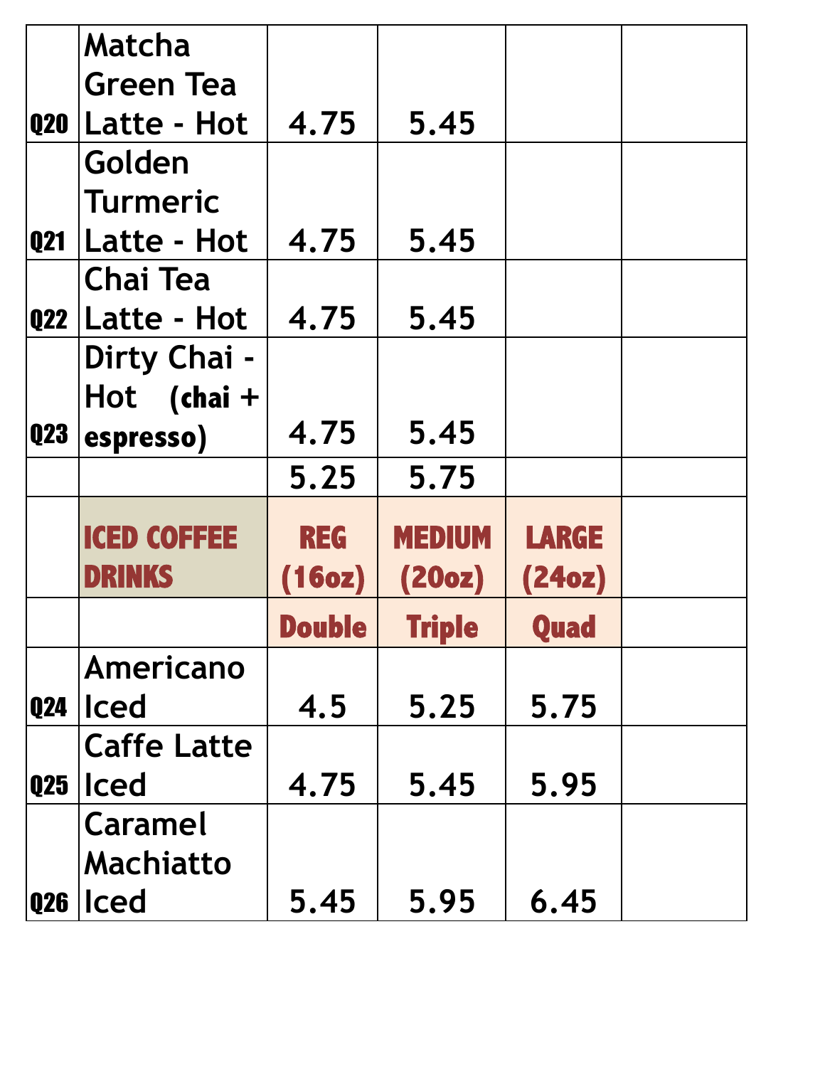| | | | | | |
|---|---|---|---|---|---|
| Q20 | Matcha Green Tea Latte - Hot | 4.75 | 5.45 | | |
| Q21 | Golden Turmeric Latte - Hot | 4.75 | 5.45 | | |
| Q22 | Chai Tea Latte - Hot | 4.75 | 5.45 | | |
| Q23 | Dirty Chai - Hot **(chai + espresso)** | 4.75 | 5.45 | | |
| | | 5.25 | 5.75 | | |
| | **ICED COFFEE DRINKS** | **REG (16oz)** | **MEDIUM (20oz)** | **LARGE (24oz)** | |
| | | **Double** | **Triple** | **Quad** | |
| Q24 | Americano Iced | 4.5 | 5.25 | 5.75 | |
| Q25 | Caffe Latte Iced | 4.75 | 5.45 | 5.95 | |
| Q26 | Caramel Machiatto Iced | 5.45 | 5.95 | 6.45 | |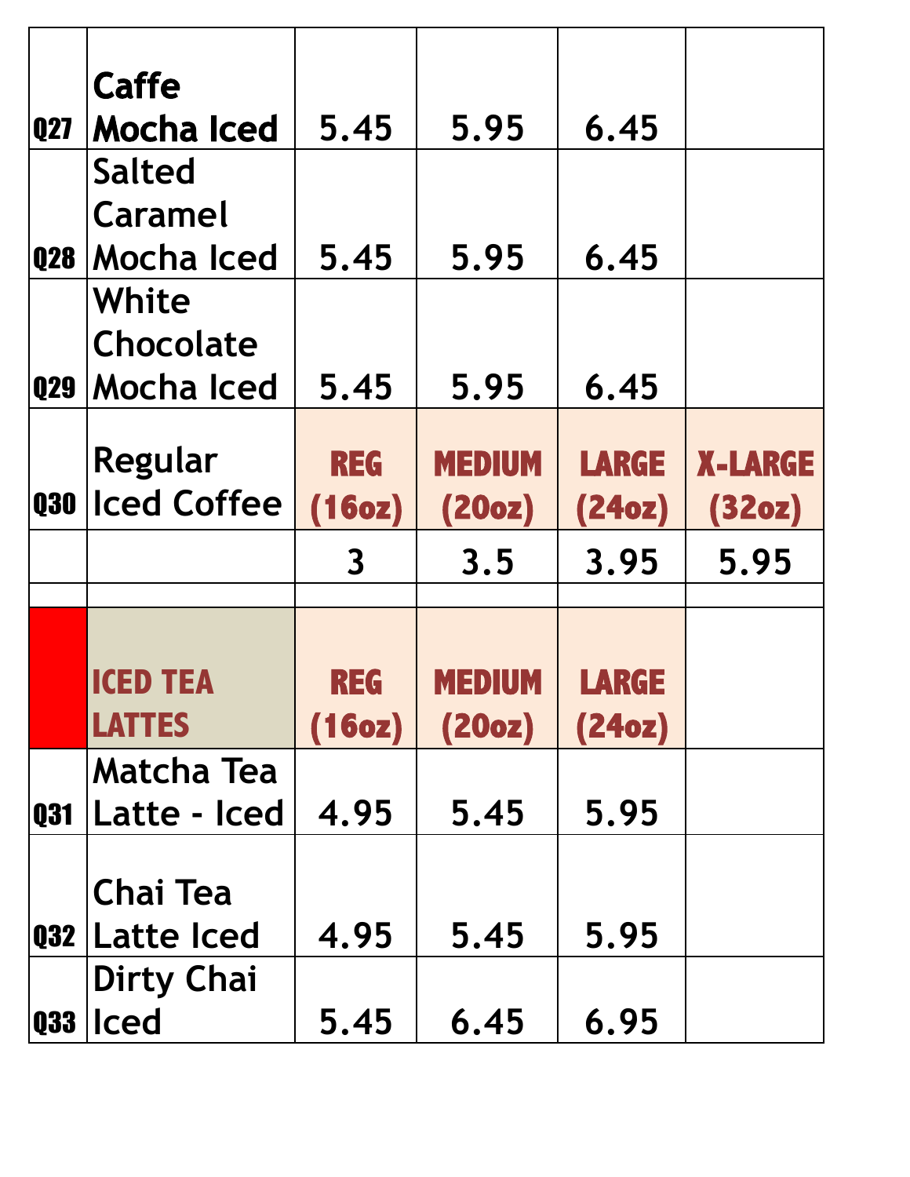| | | | | | |
|---|---|---|---|---|---|
| Q27 | **Caffe Mocha Iced** | 5.45 | 5.95 | 6.45 | |
| Q28 | Salted Caramel Mocha Iced | 5.45 | 5.95 | 6.45 | |
| Q29 | White Chocolate Mocha Iced | 5.45 | 5.95 | 6.45 | |
| Q30 | Regular Iced Coffee | **REG (16oz)** | **MEDIUM (20oz)** | **LARGE (24oz)** | **X-LARGE (32oz)** |
| | | 3 | 3.5 | 3.95 | 5.95 |
| | | | | | |
| | **ICED TEA LATTES** | **REG (16oz)** | **MEDIUM (20oz)** | **LARGE (24oz)** | |
| Q31 | Matcha Tea Latte - Iced | 4.95 | 5.45 | 5.95 | |
| Q32 | Chai Tea Latte Iced | 4.95 | 5.45 | 5.95 | |
| Q33 | Dirty Chai Iced | 5.45 | 6.45 | 6.95 | |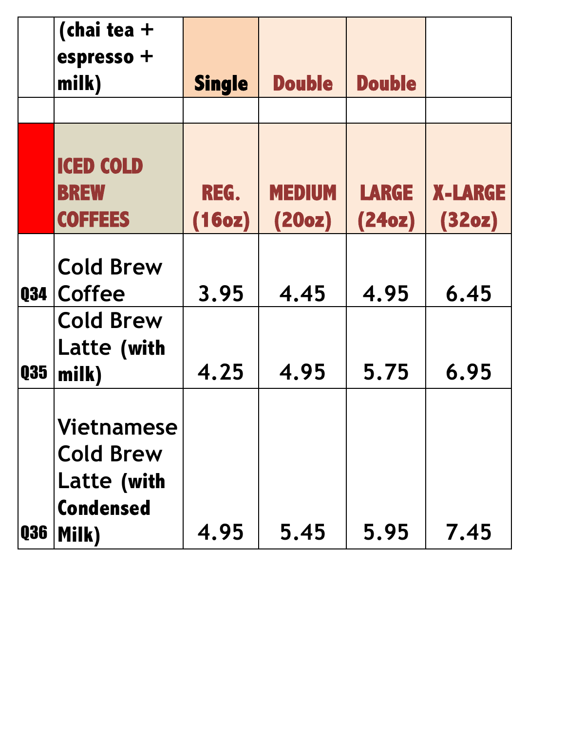|  | (chai tea + espresso + milk) | Single | Double | Double |  |
|---|---|---|---|---|---|
|  |  |  |  |  |  |
|  | ICED COLD BREW COFFEES | REG. (16oz) | MEDIUM (20oz) | LARGE (24oz) | X-LARGE (32oz) |
| Q34 | Cold Brew Coffee | 3.95 | 4.45 | 4.95 | 6.45 |
| Q35 | Cold Brew Latte (with milk) | 4.25 | 4.95 | 5.75 | 6.95 |
| Q36 | Vietnamese Cold Brew Latte (with Condensed Milk) | 4.95 | 5.45 | 5.95 | 7.45 |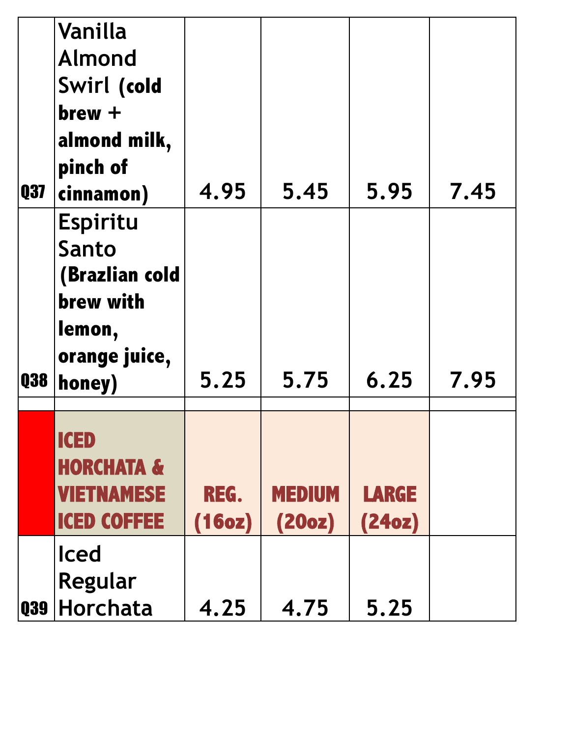| | | | | | |
|---|---|---|---|---|---|
| Q37 | Vanilla Almond Swirl **(cold brew + almond milk, pinch of cinnamon)** | 4.95 | 5.45 | 5.95 | 7.45 |
| Q38 | Espiritu Santo **(Brazlian cold brew with lemon, orange juice, honey)** | 5.25 | 5.75 | 6.25 | 7.95 |
| | | | | | |
| | **ICED HORCHATA & VIETNAMESE ICED COFFEE** | **REG. (16oz)** | **MEDIUM (20oz)** | **LARGE (24oz)** | |
| Q39 | Iced Regular Horchata | 4.25 | 4.75 | 5.25 | |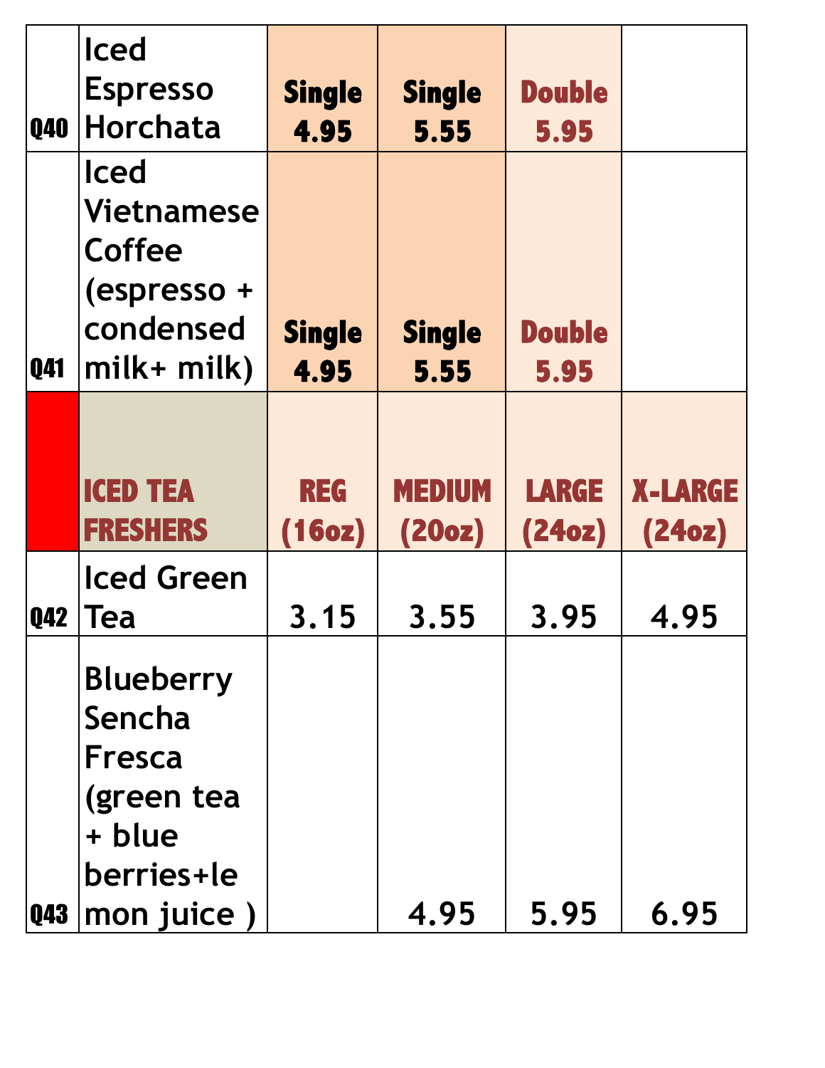| | | | | | |
|---|---|---|---|---|---|
| Q40 | Iced Espresso Horchata | **Single 4.95** | **Single 5.55** | **Double 5.95** | |
| Q41 | Iced Vietnamese Coffee (espresso + condensed milk+ milk) | **Single 4.95** | **Single 5.55** | **Double 5.95** | |
| | **ICED TEA FRESHERS** | **REG (16oz)** | **MEDIUM (20oz)** | **LARGE (24oz)** | **X-LARGE (24oz)** |
| Q42 | Iced Green Tea | 3.15 | 3.55 | 3.95 | 4.95 |
| Q43 | Blueberry Sencha Fresca (green tea + blue berries+le mon juice ) | | 4.95 | 5.95 | 6.95 |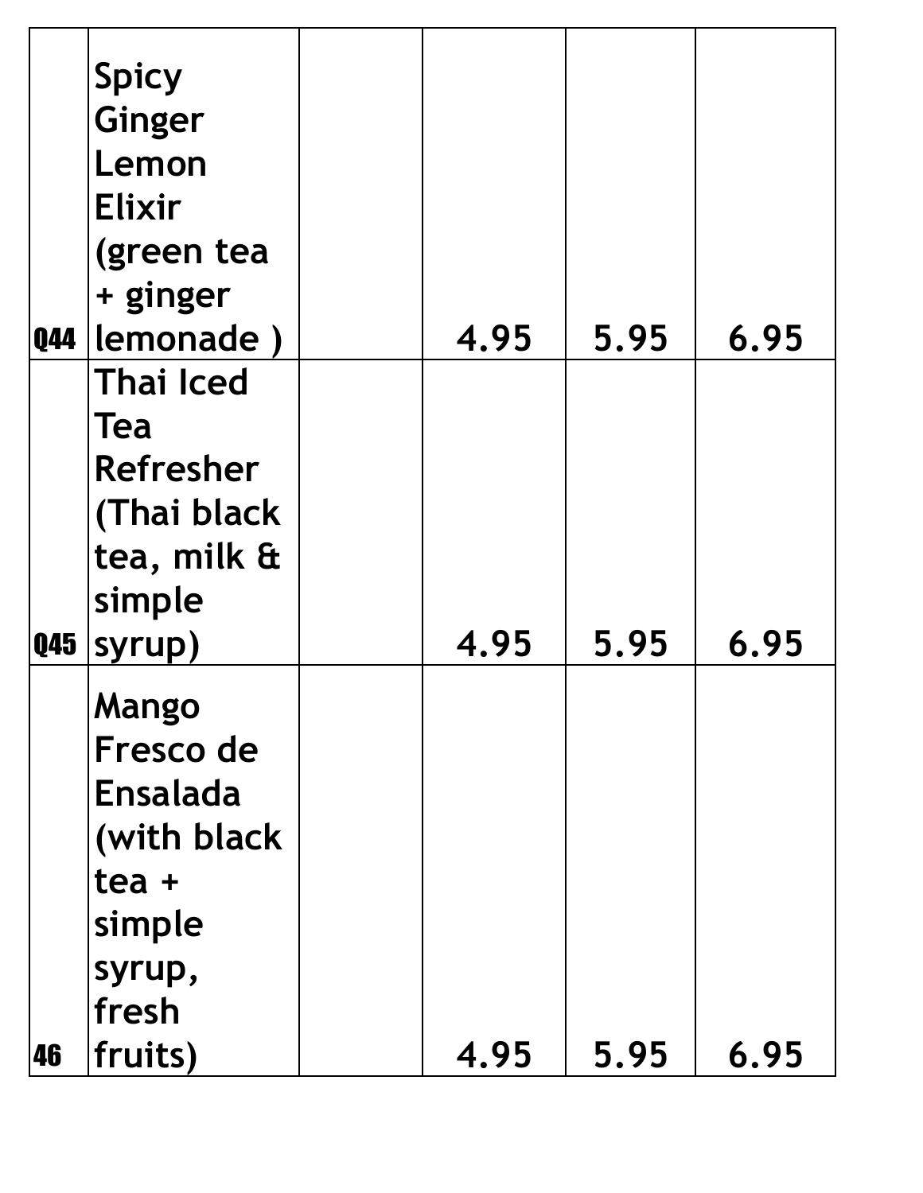| | | | | | |
|---|---|---|---|---|---|
| Q44 | Spicy Ginger Lemon Elixir (green tea + ginger lemonade ) | | 4.95 | 5.95 | 6.95 |
| Q45 | Thai Iced Tea Refresher (Thai black tea, milk & simple syrup) | | 4.95 | 5.95 | 6.95 |
| 46 | Mango Fresco de Ensalada (with black tea + simple syrup, fresh fruits) | | 4.95 | 5.95 | 6.95 |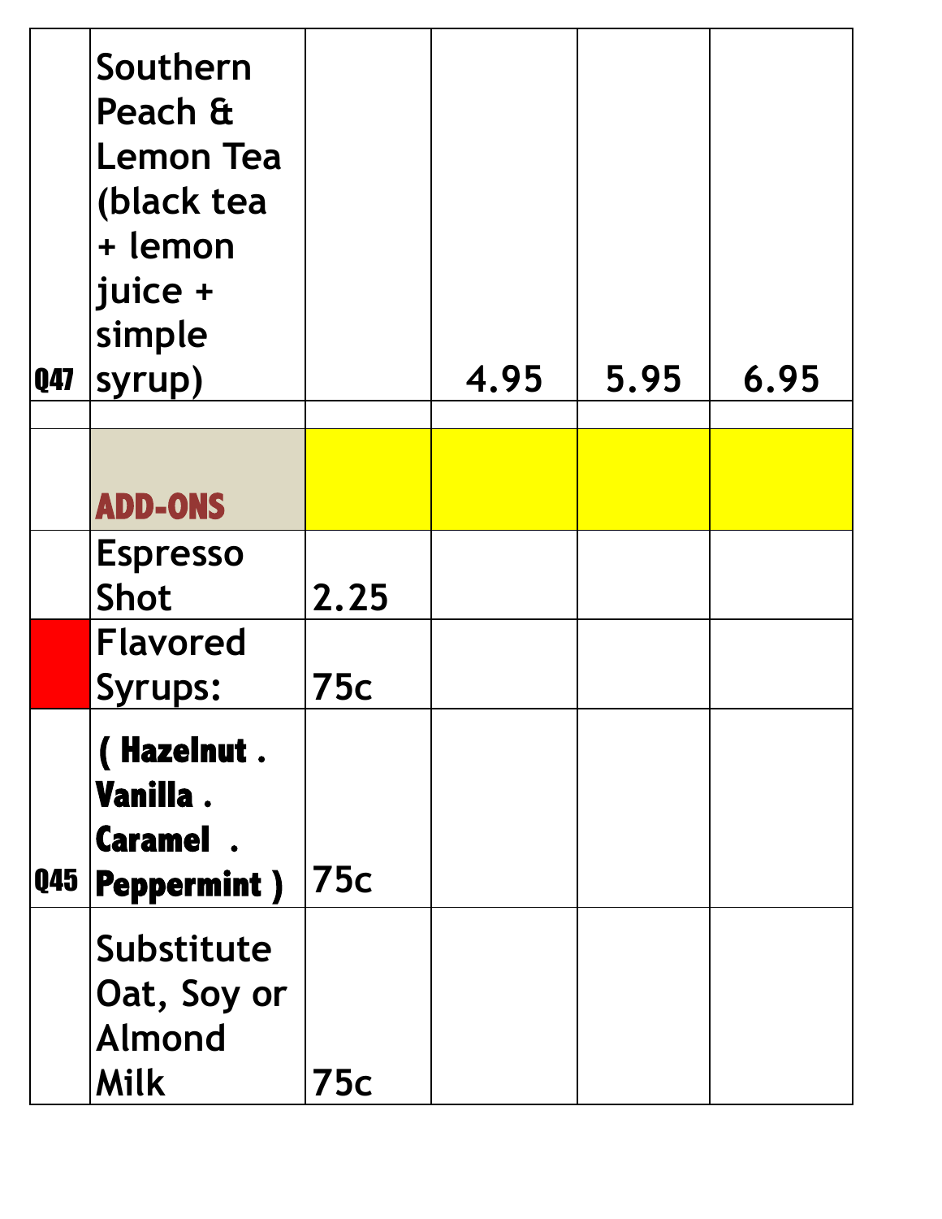| | | | | | |
|---|---|---|---|---|---|
| Q47 | Southern Peach & Lemon Tea (black tea + lemon juice + simple syrup) | | 4.95 | 5.95 | 6.95 |
| | | | | | |
| | **ADD-ONS** | | | | |
| | Espresso Shot | 2.25 | | | |
| | Flavored Syrups: | 75c | | | |
| Q45 | **( Hazelnut . Vanilla . Caramel . Peppermint )** | 75c | | | |
| | Substitute Oat, Soy or Almond Milk | 75c | | | |